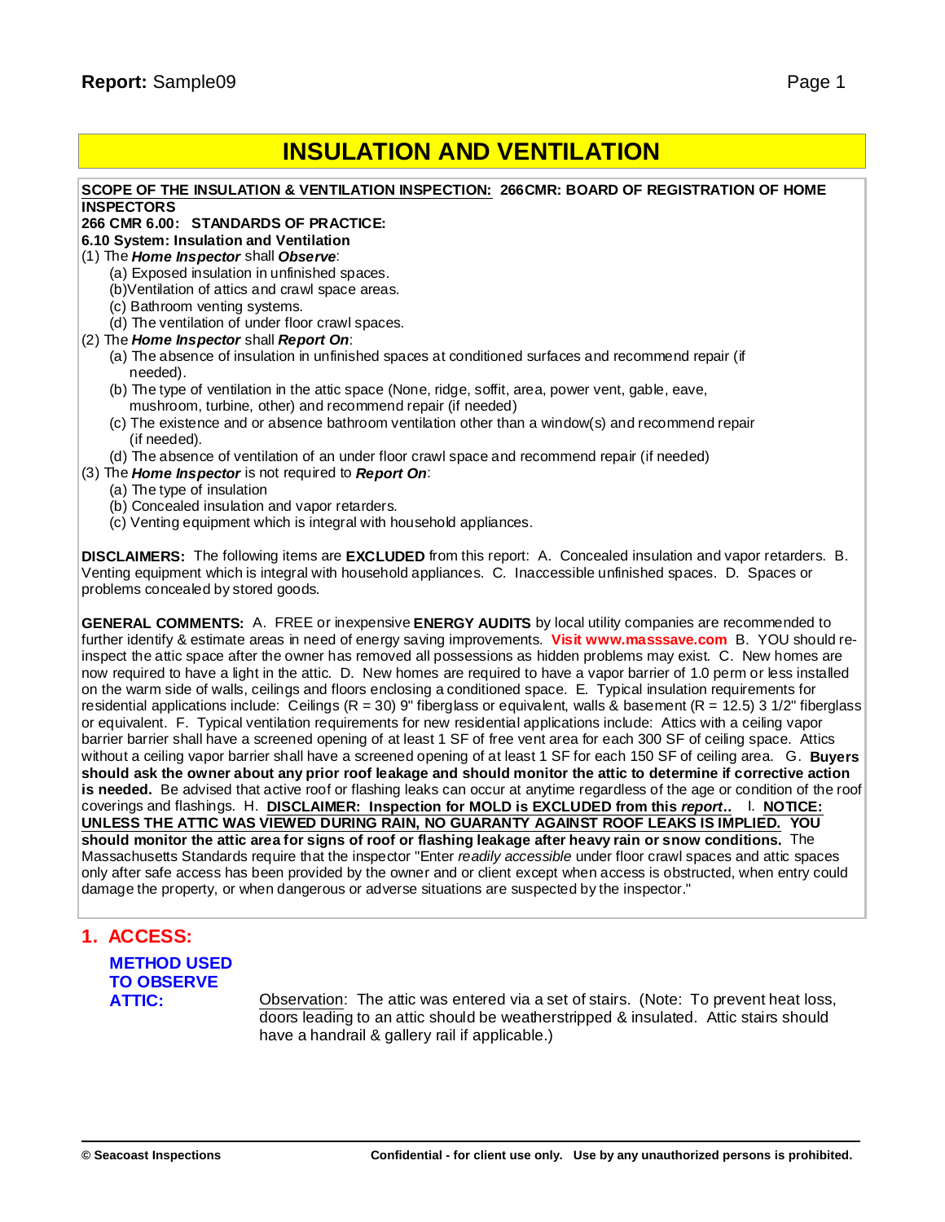# INSULATION AND VENTILATION

**SCOPE OF THE INSULATION & VENTILATION INSPECTION: 266CMR: BOARD OF REGISTRATION OF HOME INSPECTORS**
**266 CMR 6.00: STANDARDS OF PRACTICE:**
**6.10 System: Insulation and Ventilation**

(1) The ***Home Inspector*** shall ***Observe***:
- (a) Exposed insulation in unfinished spaces.
- (b)Ventilation of attics and crawl space areas.
- (c) Bathroom venting systems.
- (d) The ventilation of under floor crawl spaces.

(2) The ***Home Inspector*** shall ***Report On***:
- (a) The absence of insulation in unfinished spaces at conditioned surfaces and recommend repair (if needed).
- (b) The type of ventilation in the attic space (None, ridge, soffit, area, power vent, gable, eave, mushroom, turbine, other) and recommend repair (if needed)
- (c) The existence and or absence bathroom ventilation other than a window(s) and recommend repair (if needed).
- (d) The absence of ventilation of an under floor crawl space and recommend repair (if needed)

(3) The ***Home Inspector*** is not required to ***Report On***:
- (a) The type of insulation
- (b) Concealed insulation and vapor retarders.
- (c) Venting equipment which is integral with household appliances.

**DISCLAIMERS:** The following items are **EXCLUDED** from this report: A. Concealed insulation and vapor retarders. B. Venting equipment which is integral with household appliances. C. Inaccessible unfinished spaces. D. Spaces or problems concealed by stored goods.

**GENERAL COMMENTS:** A. FREE or inexpensive **ENERGY AUDITS** by local utility companies are recommended to further identify & estimate areas in need of energy saving improvements. **Visit www.masssave.com** B. YOU should re-inspect the attic space after the owner has removed all possessions as hidden problems may exist. C. New homes are now required to have a light in the attic. D. New homes are required to have a vapor barrier of 1.0 perm or less installed on the warm side of walls, ceilings and floors enclosing a conditioned space. E. Typical insulation requirements for residential applications include: Ceilings (R = 30) 9" fiberglass or equivalent, walls & basement (R = 12.5) 3 1/2" fiberglass or equivalent. F. Typical ventilation requirements for new residential applications include: Attics with a ceiling vapor barrier barrier shall have a screened opening of at least 1 SF of free vent area for each 300 SF of ceiling space. Attics without a ceiling vapor barrier shall have a screened opening of at least 1 SF for each 150 SF of ceiling area. G. **Buyers should ask the owner about any prior roof leakage and should monitor the attic to determine if corrective action is needed.** Be advised that active roof or flashing leaks can occur at anytime regardless of the age or condition of the roof coverings and flashings. H. **DISCLAIMER: Inspection for MOLD is EXCLUDED from this *report*..** I. **NOTICE: UNLESS THE ATTIC WAS VIEWED DURING RAIN, NO GUARANTY AGAINST ROOF LEAKS IS IMPLIED. YOU should monitor the attic area for signs of roof or flashing leakage after heavy rain or snow conditions.** The Massachusetts Standards require that the inspector "Enter *readily accessible* under floor crawl spaces and attic spaces only after safe access has been provided by the owner and or client except when access is obstructed, when entry could damage the property, or when dangerous or adverse situations are suspected by the inspector."

## 1. ACCESS:

**METHOD USED TO OBSERVE ATTIC:**

Observation: The attic was entered via a set of stairs. (Note: To prevent heat loss, doors leading to an attic should be weatherstripped & insulated. Attic stairs should have a handrail & gallery rail if applicable.)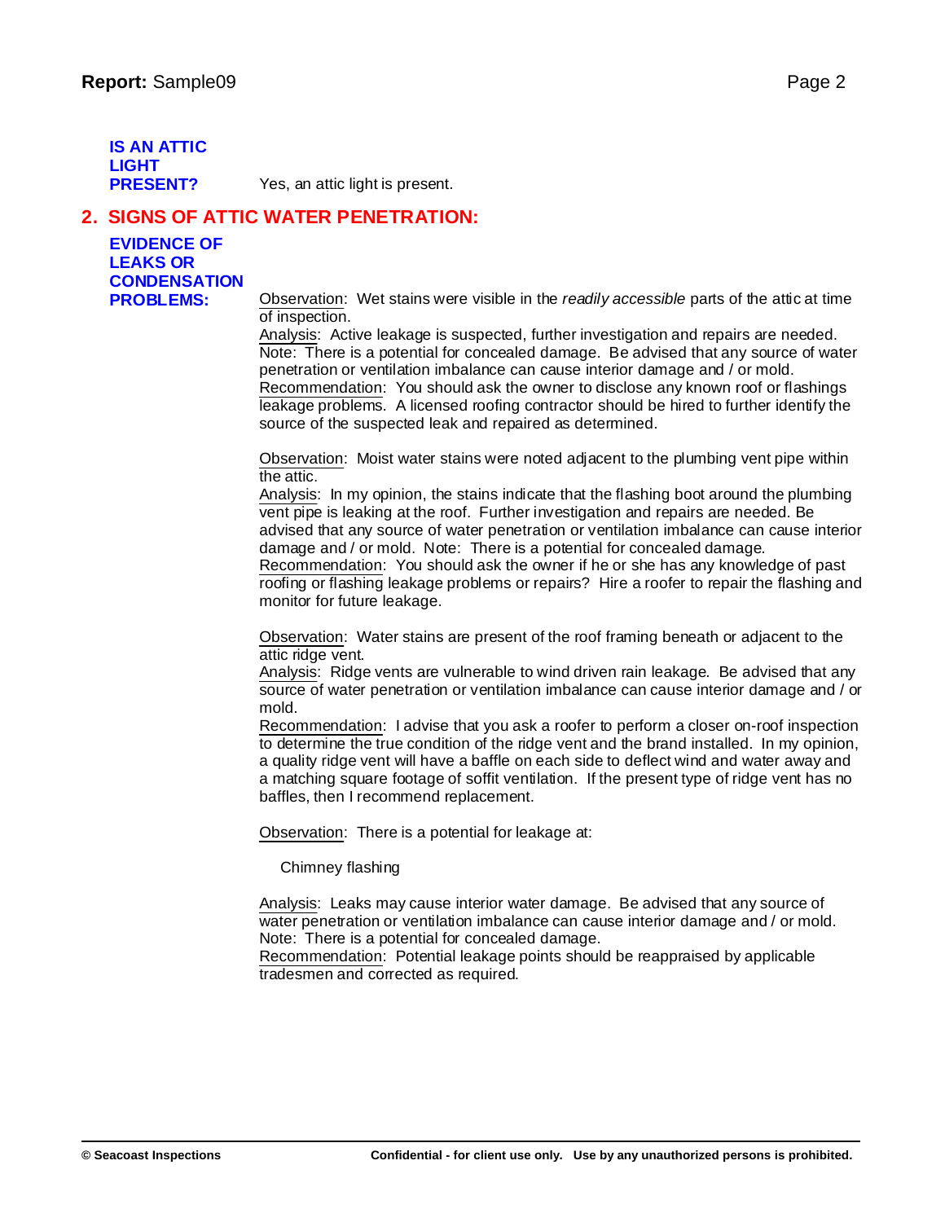**IS AN ATTIC LIGHT PRESENT?** Yes, an attic light is present.

## 2. SIGNS OF ATTIC WATER PENETRATION:

**EVIDENCE OF LEAKS OR CONDENSATION PROBLEMS:**

Observation: Wet stains were visible in the *readily accessible* parts of the attic at time of inspection.
Analysis: Active leakage is suspected, further investigation and repairs are needed. Note: There is a potential for concealed damage. Be advised that any source of water penetration or ventilation imbalance can cause interior damage and / or mold.
Recommendation: You should ask the owner to disclose any known roof or flashings leakage problems. A licensed roofing contractor should be hired to further identify the source of the suspected leak and repaired as determined.

Observation: Moist water stains were noted adjacent to the plumbing vent pipe within the attic.
Analysis: In my opinion, the stains indicate that the flashing boot around the plumbing vent pipe is leaking at the roof. Further investigation and repairs are needed. Be advised that any source of water penetration or ventilation imbalance can cause interior damage and / or mold. Note: There is a potential for concealed damage.
Recommendation: You should ask the owner if he or she has any knowledge of past roofing or flashing leakage problems or repairs? Hire a roofer to repair the flashing and monitor for future leakage.

Observation: Water stains are present of the roof framing beneath or adjacent to the attic ridge vent.
Analysis: Ridge vents are vulnerable to wind driven rain leakage. Be advised that any source of water penetration or ventilation imbalance can cause interior damage and / or mold.
Recommendation: I advise that you ask a roofer to perform a closer on-roof inspection to determine the true condition of the ridge vent and the brand installed. In my opinion, a quality ridge vent will have a baffle on each side to deflect wind and water away and a matching square footage of soffit ventilation. If the present type of ridge vent has no baffles, then I recommend replacement.

Observation: There is a potential for leakage at:

Chimney flashing

Analysis: Leaks may cause interior water damage. Be advised that any source of water penetration or ventilation imbalance can cause interior damage and / or mold. Note: There is a potential for concealed damage.
Recommendation: Potential leakage points should be reappraised by applicable tradesmen and corrected as required.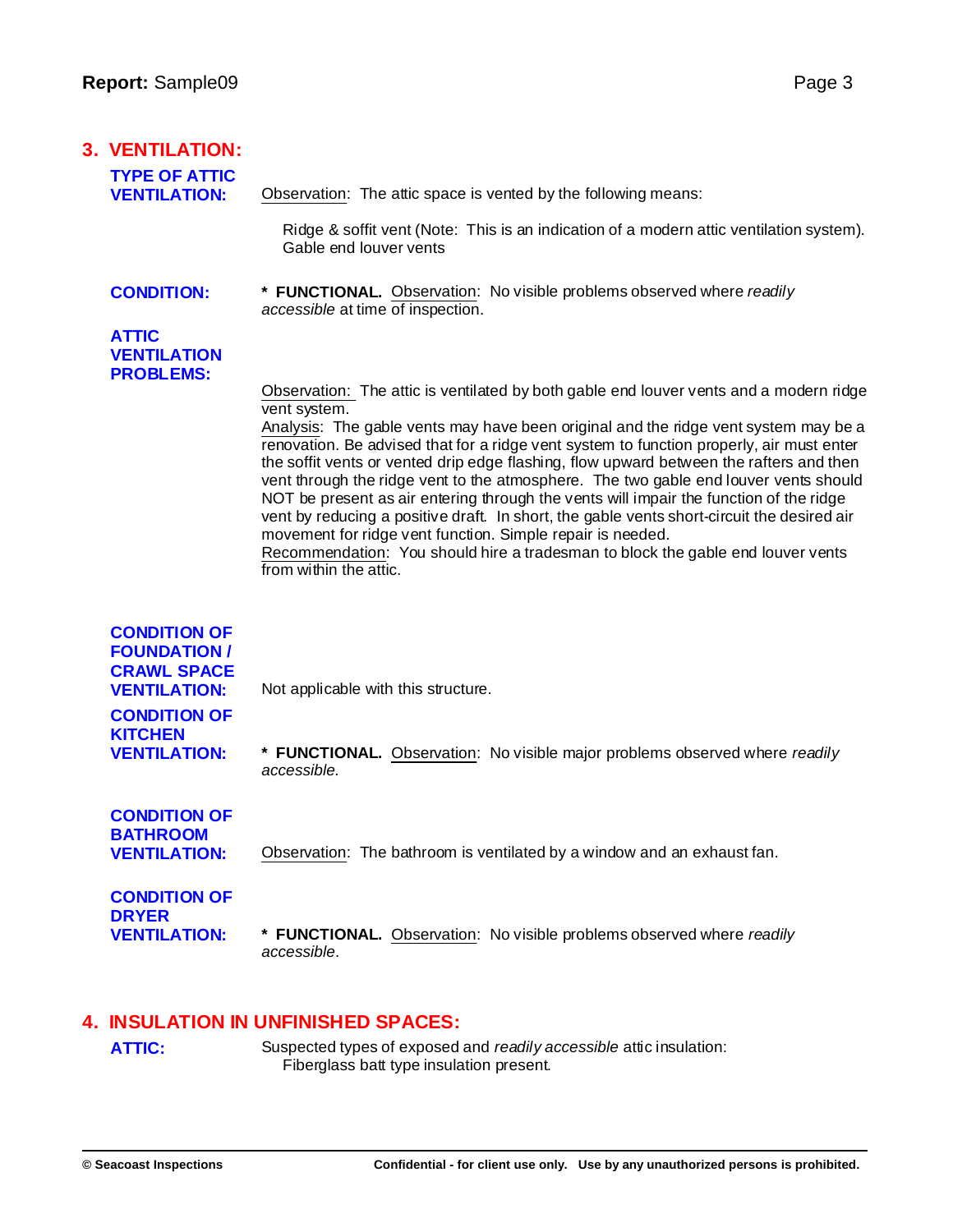## 3. VENTILATION:

**TYPE OF ATTIC VENTILATION:**

Observation: The attic space is vented by the following means:

Ridge & soffit vent (Note: This is an indication of a modern attic ventilation system).
Gable end louver vents

**CONDITION:**

**\* FUNCTIONAL.** Observation: No visible problems observed where *readily accessible* at time of inspection.

**ATTIC VENTILATION PROBLEMS:**

Observation: The attic is ventilated by both gable end louver vents and a modern ridge vent system.
Analysis: The gable vents may have been original and the ridge vent system may be a renovation. Be advised that for a ridge vent system to function properly, air must enter the soffit vents or vented drip edge flashing, flow upward between the rafters and then vent through the ridge vent to the atmosphere. The two gable end louver vents should NOT be present as air entering through the vents will impair the function of the ridge vent by reducing a positive draft. In short, the gable vents short-circuit the desired air movement for ridge vent function. Simple repair is needed.
Recommendation: You should hire a tradesman to block the gable end louver vents from within the attic.

**CONDITION OF FOUNDATION / CRAWL SPACE VENTILATION:**

Not applicable with this structure.

**CONDITION OF KITCHEN VENTILATION:**

**\* FUNCTIONAL.** Observation: No visible major problems observed where *readily accessible.*

**CONDITION OF BATHROOM VENTILATION:**

Observation: The bathroom is ventilated by a window and an exhaust fan.

**CONDITION OF DRYER VENTILATION:**

**\* FUNCTIONAL.** Observation: No visible problems observed where *readily accessible*.

## 4. INSULATION IN UNFINISHED SPACES:

**ATTIC:**

Suspected types of exposed and *readily accessible* attic insulation:
Fiberglass batt type insulation present.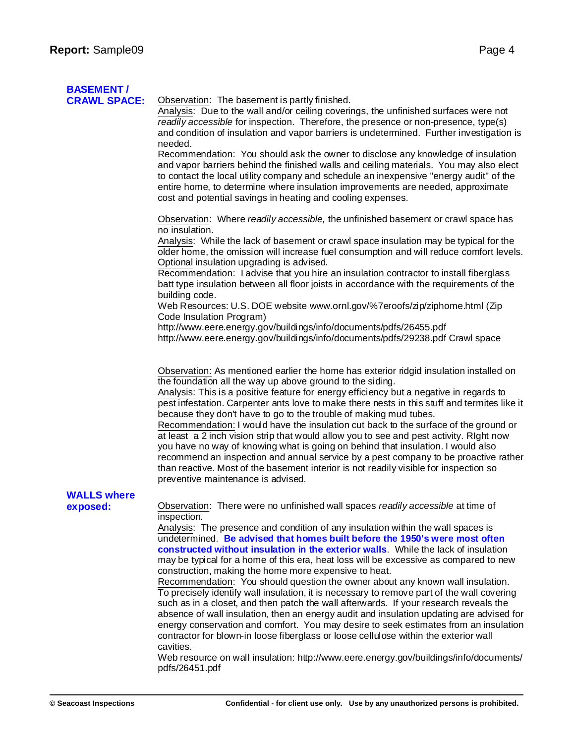## BASEMENT / CRAWL SPACE:

Observation: The basement is partly finished.
Analysis: Due to the wall and/or ceiling coverings, the unfinished surfaces were not *readily accessible* for inspection. Therefore, the presence or non-presence, type(s) and condition of insulation and vapor barriers is undetermined. Further investigation is needed.
Recommendation: You should ask the owner to disclose any knowledge of insulation and vapor barriers behind the finished walls and ceiling materials. You may also elect to contact the local utility company and schedule an inexpensive "energy audit" of the entire home, to determine where insulation improvements are needed, approximate cost and potential savings in heating and cooling expenses.

Observation: Where *readily accessible,* the unfinished basement or crawl space has no insulation.
Analysis: While the lack of basement or crawl space insulation may be typical for the older home, the omission will increase fuel consumption and will reduce comfort levels. Optional insulation upgrading is advised.
Recommendation: I advise that you hire an insulation contractor to install fiberglass batt type insulation between all floor joists in accordance with the requirements of the building code.
Web Resources: U.S. DOE website www.ornl.gov/%7eroofs/zip/ziphome.html (Zip Code Insulation Program)
http://www.eere.energy.gov/buildings/info/documents/pdfs/26455.pdf
http://www.eere.energy.gov/buildings/info/documents/pdfs/29238.pdf Crawl space

Observation: As mentioned earlier the home has exterior ridgid insulation installed on the foundation all the way up above ground to the siding.
Analysis: This is a positive feature for energy efficiency but a negative in regards to pest infestation. Carpenter ants love to make there nests in this stuff and termites like it because they don't have to go to the trouble of making mud tubes.
Recommendation: I would have the insulation cut back to the surface of the ground or at least a 2 inch vision strip that would allow you to see and pest activity. RIght now you have no way of knowing what is going on behind that insulation. I would also recommend an inspection and annual service by a pest company to be proactive rather than reactive. Most of the basement interior is not readily visible for inspection so preventive maintenance is advised.

## WALLS where exposed:

Observation: There were no unfinished wall spaces *readily accessible* at time of inspection.
Analysis: The presence and condition of any insulation within the wall spaces is undetermined. **Be advised that homes built before the 1950's were most often constructed without insulation in the exterior walls**. While the lack of insulation may be typical for a home of this era, heat loss will be excessive as compared to new construction, making the home more expensive to heat.
Recommendation: You should question the owner about any known wall insulation. To precisely identify wall insulation, it is necessary to remove part of the wall covering such as in a closet, and then patch the wall afterwards. If your research reveals the absence of wall insulation, then an energy audit and insulation updating are advised for energy conservation and comfort. You may desire to seek estimates from an insulation contractor for blown-in loose fiberglass or loose cellulose within the exterior wall cavities.
Web resource on wall insulation: http://www.eere.energy.gov/buildings/info/documents/pdfs/26451.pdf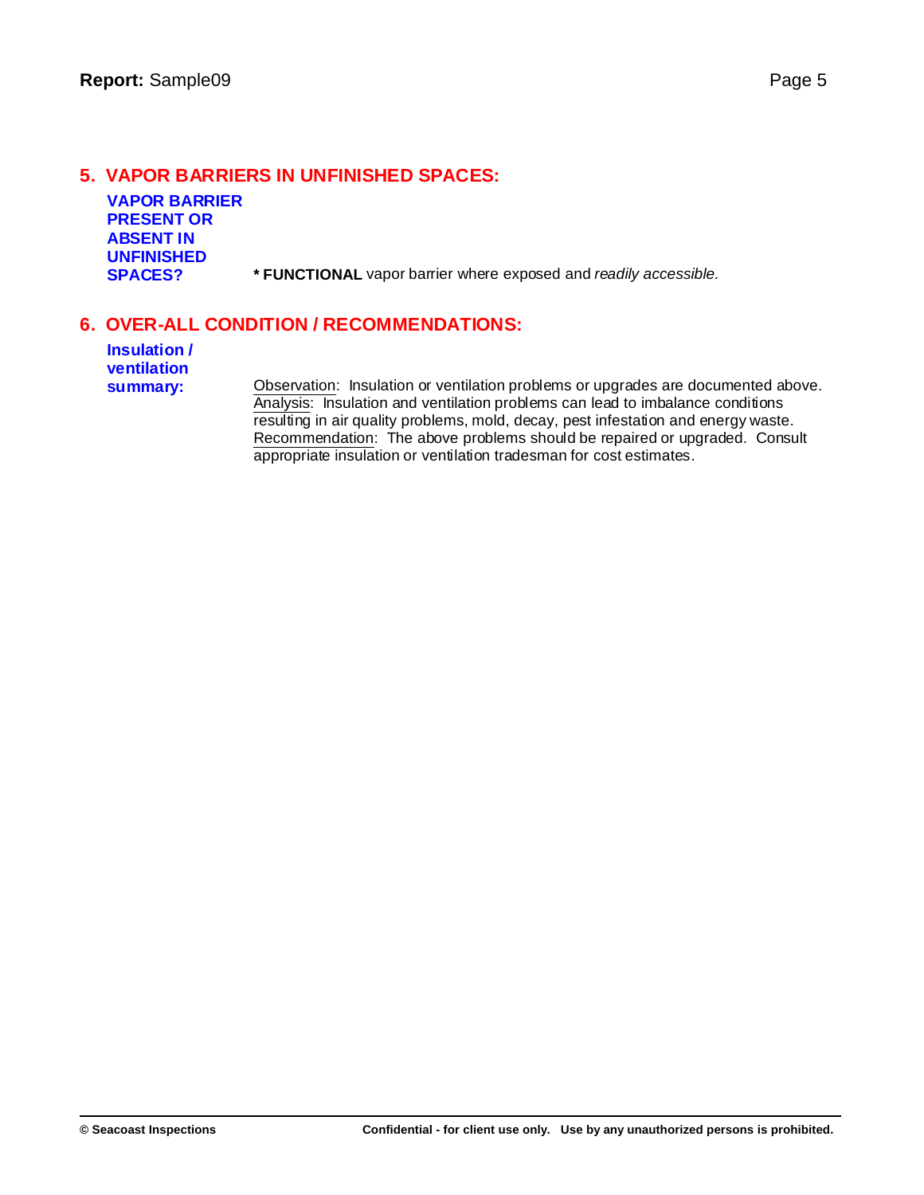## 5. VAPOR BARRIERS IN UNFINISHED SPACES:

**VAPOR BARRIER PRESENT OR ABSENT IN UNFINISHED SPACES?**

**\* FUNCTIONAL** vapor barrier where exposed and *readily accessible.*

## 6. OVER-ALL CONDITION / RECOMMENDATIONS:

**Insulation / ventilation summary:**

Observation: Insulation or ventilation problems or upgrades are documented above.
Analysis: Insulation and ventilation problems can lead to imbalance conditions resulting in air quality problems, mold, decay, pest infestation and energy waste.
Recommendation: The above problems should be repaired or upgraded. Consult appropriate insulation or ventilation tradesman for cost estimates.